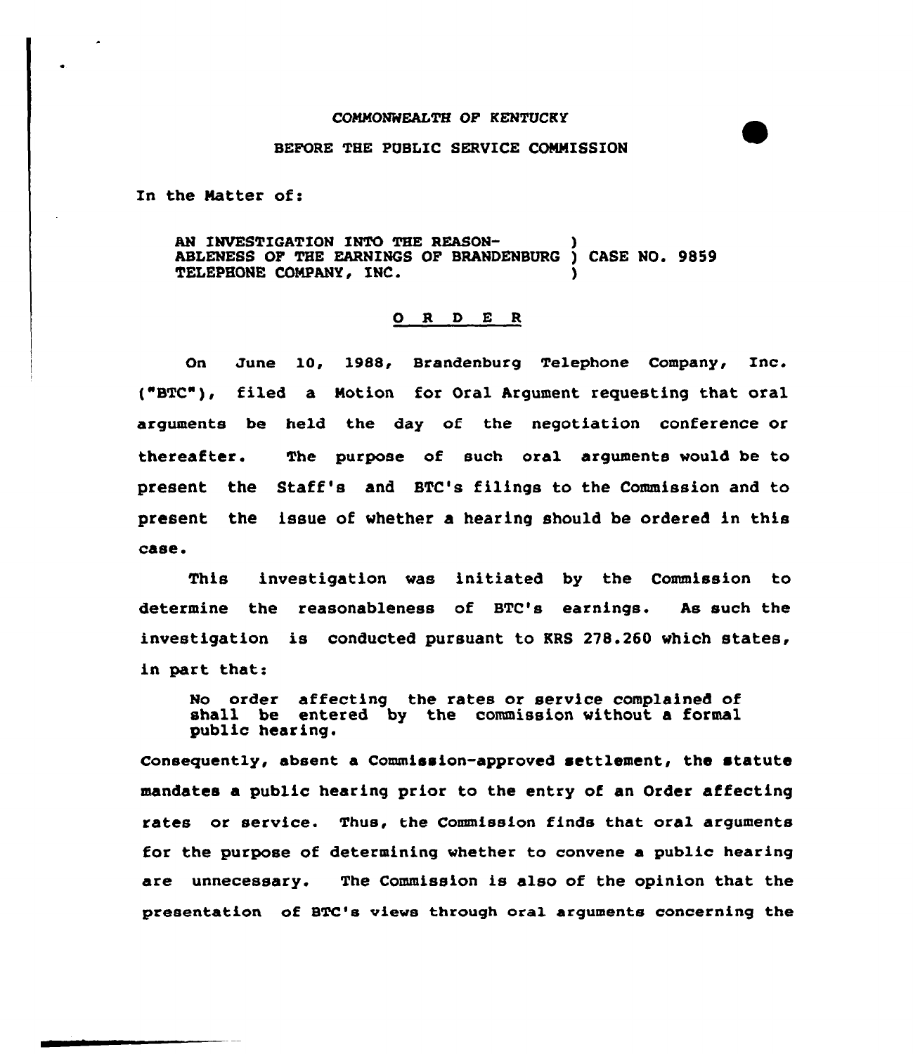COMMONWEALTH OF KENTUCKY

BEFORE THE PUBLIC SERVICE COMMISSION

In the Matter of:

AN INVESTIGATION INTO THE REASON- )
ABLENESS OF THE EARNINGS OF BRANDENBURG ) CASE NO. 9859
TELEPHONE COMPANY, INC. )

# O R D E R

On June 10, 1988, Brandenburg Telephone Company, Inc. ("BTC"), filed a Motion for Oral Argument requesting that oral arguments be held the day of the negotiation conference or thereafter. The purpose of such oral arguments would be to present the Staff's and BTC's filings to the Commission and to present the issue of whether a hearing should be ordered in this case.

This investigation was initiated by the Commission to determine the reasonableness of BTC's earnings. As such the investigation is conducted pursuant to KRS 278.260 which states, in part that:

> No order affecting the rates or service complained of shall be entered by the commission without a formal public hearing.

Consequently, absent a Commission-approved settlement, the statute mandates a public hearing prior to the entry of an Order affecting rates or service. Thus, the Commission finds that oral arguments for the purpose of determining whether to convene a public hearing are unnecessary. The Commission is also of the opinion that the presentation of BTC's views through oral arguments concerning the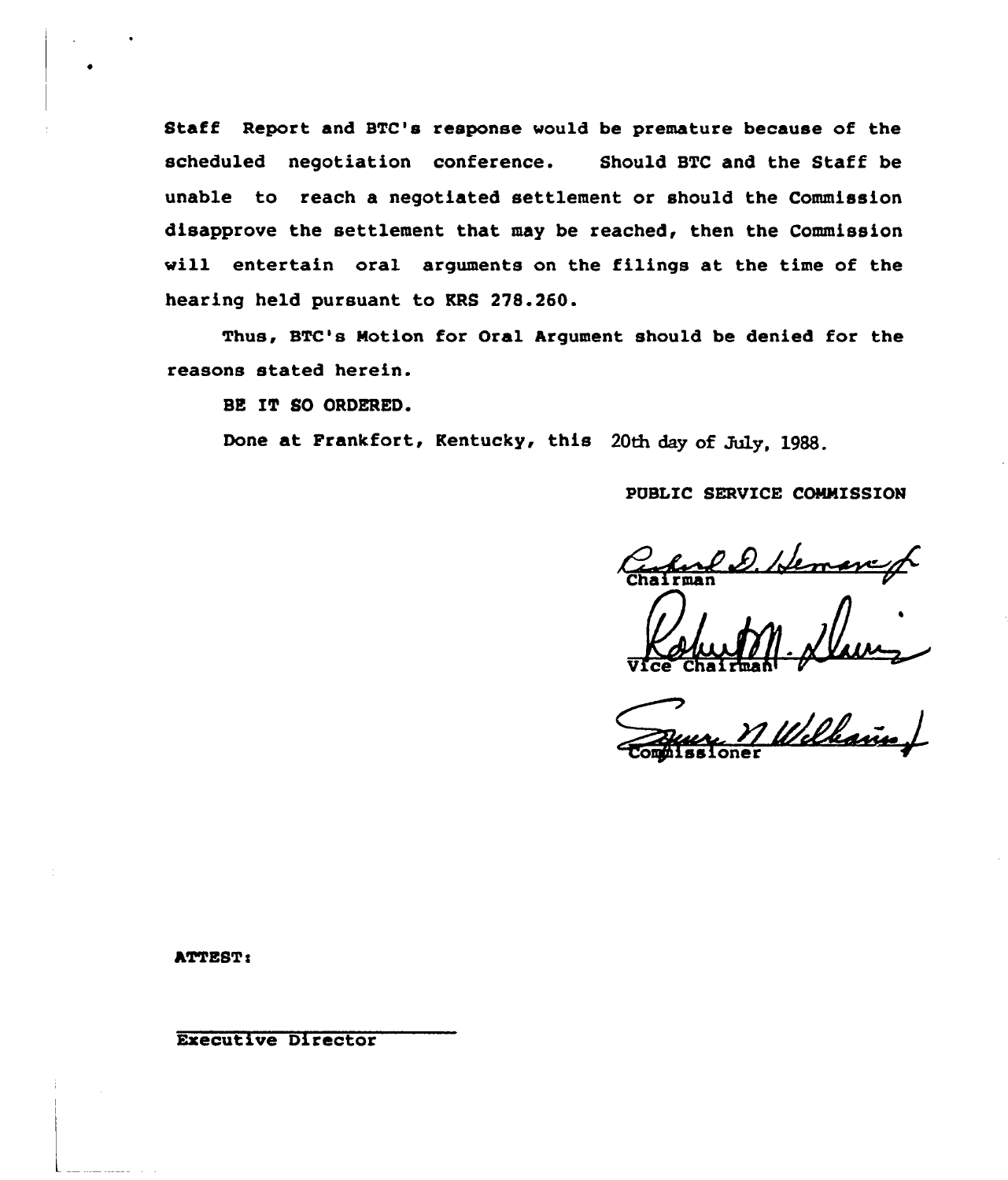Staff Report and BTC's response would be premature because of the scheduled negotiation conference. Should BTC and the Staff be unable to reach a negotiated settlement or should the Commission disapprove the settlement that may be reached, then the Commission will entertain oral arguments on the filings at the time of the hearing held pursuant to KRS 278.260.

Thus, BTC's Motion for Oral Argument should be denied for the reasons stated herein.

BE IT SO ORDERED.

Done at Frankfort, Kentucky, this 20th day of July, 1988.

PUBLIC SERVICE COMMISSION

Chairman

Vice Chairman

Commissioner

ATTEST:

Executive Director